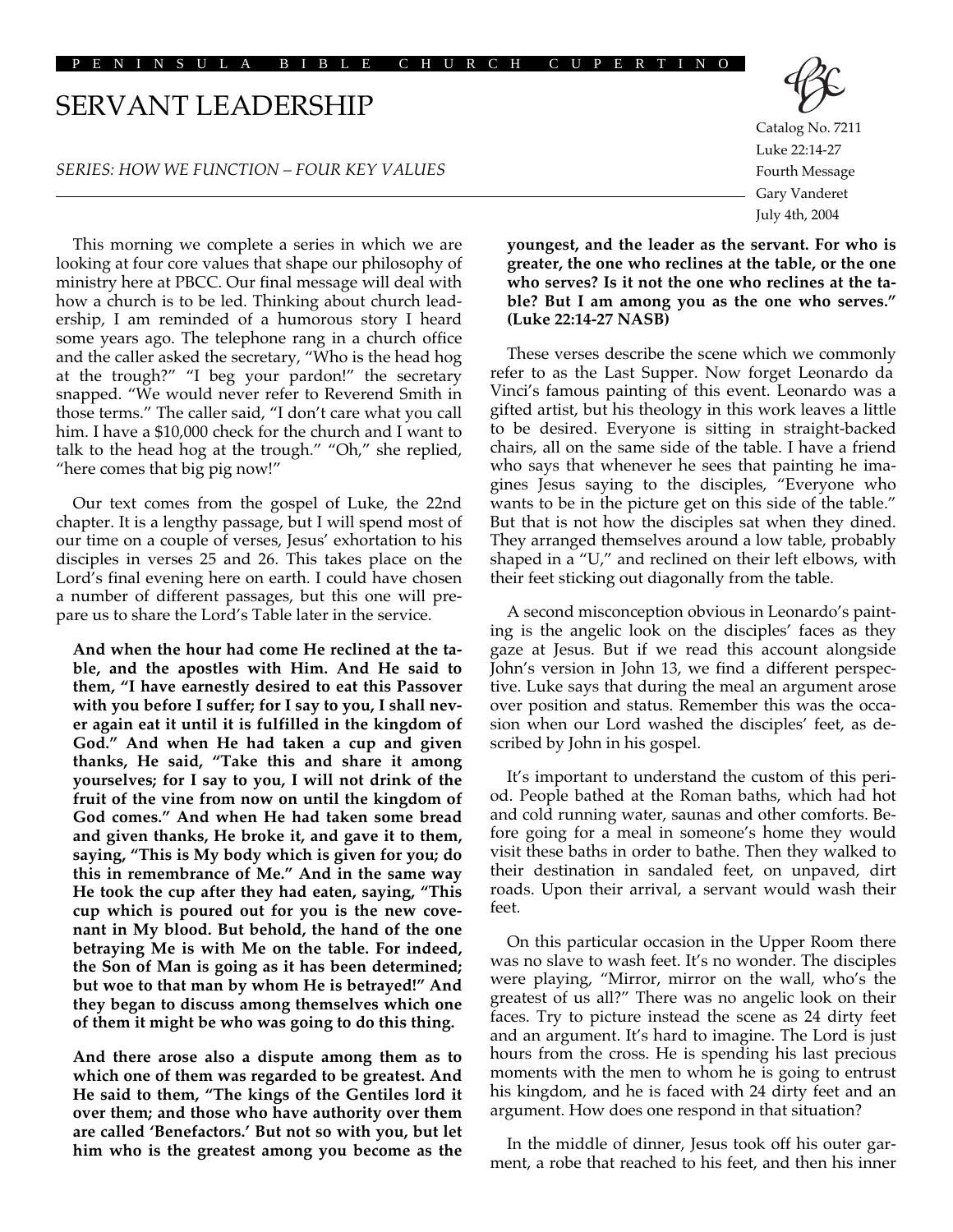PENINSULA BIBLE CHURCH CUPERTINO

# SERVANT LEADERSHIP

*SERIES: HOW WE FUNCTION – FOUR KEY VALUES*

Catalog No. 7211
Luke 22:14-27
Fourth Message
Gary Vanderet
July 4th, 2004

This morning we complete a series in which we are looking at four core values that shape our philosophy of ministry here at PBCC. Our final message will deal with how a church is to be led. Thinking about church leadership, I am reminded of a humorous story I heard some years ago. The telephone rang in a church office and the caller asked the secretary, "Who is the head hog at the trough?" "I beg your pardon!" the secretary snapped. "We would never refer to Reverend Smith in those terms." The caller said, "I don't care what you call him. I have a $10,000 check for the church and I want to talk to the head hog at the trough." "Oh," she replied, "here comes that big pig now!"

Our text comes from the gospel of Luke, the 22nd chapter. It is a lengthy passage, but I will spend most of our time on a couple of verses, Jesus' exhortation to his disciples in verses 25 and 26. This takes place on the Lord's final evening here on earth. I could have chosen a number of different passages, but this one will prepare us to share the Lord's Table later in the service.

> **And when the hour had come He reclined at the table, and the apostles with Him. And He said to them, "I have earnestly desired to eat this Passover with you before I suffer; for I say to you, I shall never again eat it until it is fulfilled in the kingdom of God." And when He had taken a cup and given thanks, He said, "Take this and share it among yourselves; for I say to you, I will not drink of the fruit of the vine from now on until the kingdom of God comes." And when He had taken some bread and given thanks, He broke it, and gave it to them, saying, "This is My body which is given for you; do this in remembrance of Me." And in the same way He took the cup after they had eaten, saying, "This cup which is poured out for you is the new covenant in My blood. But behold, the hand of the one betraying Me is with Me on the table. For indeed, the Son of Man is going as it has been determined; but woe to that man by whom He is betrayed!" And they began to discuss among themselves which one of them it might be who was going to do this thing.**
>
> **And there arose also a dispute among them as to which one of them was regarded to be greatest. And He said to them, "The kings of the Gentiles lord it over them; and those who have authority over them are called 'Benefactors.' But not so with you, but let him who is the greatest among you become as the youngest, and the leader as the servant. For who is greater, the one who reclines at the table, or the one who serves? Is it not the one who reclines at the table? But I am among you as the one who serves." (Luke 22:14-27 NASB)**

These verses describe the scene which we commonly refer to as the Last Supper. Now forget Leonardo da Vinci's famous painting of this event. Leonardo was a gifted artist, but his theology in this work leaves a little to be desired. Everyone is sitting in straight-backed chairs, all on the same side of the table. I have a friend who says that whenever he sees that painting he imagines Jesus saying to the disciples, "Everyone who wants to be in the picture get on this side of the table." But that is not how the disciples sat when they dined. They arranged themselves around a low table, probably shaped in a "U," and reclined on their left elbows, with their feet sticking out diagonally from the table.

A second misconception obvious in Leonardo's painting is the angelic look on the disciples' faces as they gaze at Jesus. But if we read this account alongside John's version in John 13, we find a different perspective. Luke says that during the meal an argument arose over position and status. Remember this was the occasion when our Lord washed the disciples' feet, as described by John in his gospel.

It's important to understand the custom of this period. People bathed at the Roman baths, which had hot and cold running water, saunas and other comforts. Before going for a meal in someone's home they would visit these baths in order to bathe. Then they walked to their destination in sandaled feet, on unpaved, dirt roads. Upon their arrival, a servant would wash their feet.

On this particular occasion in the Upper Room there was no slave to wash feet. It's no wonder. The disciples were playing, "Mirror, mirror on the wall, who's the greatest of us all?" There was no angelic look on their faces. Try to picture instead the scene as 24 dirty feet and an argument. It's hard to imagine. The Lord is just hours from the cross. He is spending his last precious moments with the men to whom he is going to entrust his kingdom, and he is faced with 24 dirty feet and an argument. How does one respond in that situation?

In the middle of dinner, Jesus took off his outer garment, a robe that reached to his feet, and then his inner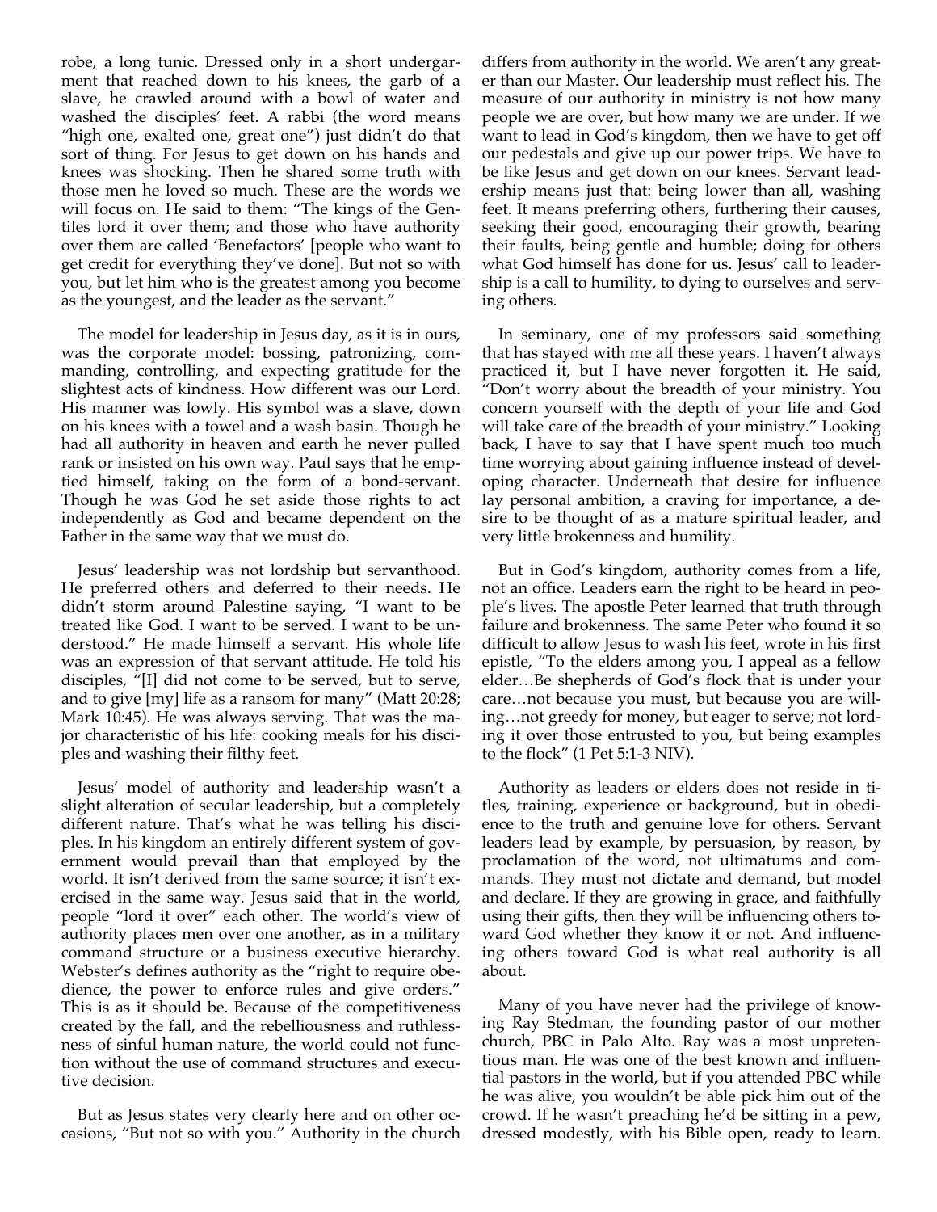robe, a long tunic. Dressed only in a short undergarment that reached down to his knees, the garb of a slave, he crawled around with a bowl of water and washed the disciples' feet. A rabbi (the word means "high one, exalted one, great one") just didn't do that sort of thing. For Jesus to get down on his hands and knees was shocking. Then he shared some truth with those men he loved so much. These are the words we will focus on. He said to them: "The kings of the Gentiles lord it over them; and those who have authority over them are called 'Benefactors' [people who want to get credit for everything they've done]. But not so with you, but let him who is the greatest among you become as the youngest, and the leader as the servant."

The model for leadership in Jesus day, as it is in ours, was the corporate model: bossing, patronizing, commanding, controlling, and expecting gratitude for the slightest acts of kindness. How different was our Lord. His manner was lowly. His symbol was a slave, down on his knees with a towel and a wash basin. Though he had all authority in heaven and earth he never pulled rank or insisted on his own way. Paul says that he emptied himself, taking on the form of a bond-servant. Though he was God he set aside those rights to act independently as God and became dependent on the Father in the same way that we must do.

Jesus' leadership was not lordship but servanthood. He preferred others and deferred to their needs. He didn't storm around Palestine saying, "I want to be treated like God. I want to be served. I want to be understood." He made himself a servant. His whole life was an expression of that servant attitude. He told his disciples, "[I] did not come to be served, but to serve, and to give [my] life as a ransom for many" (Matt 20:28; Mark 10:45). He was always serving. That was the major characteristic of his life: cooking meals for his disciples and washing their filthy feet.

Jesus' model of authority and leadership wasn't a slight alteration of secular leadership, but a completely different nature. That's what he was telling his disciples. In his kingdom an entirely different system of government would prevail than that employed by the world. It isn't derived from the same source; it isn't exercised in the same way. Jesus said that in the world, people "lord it over" each other. The world's view of authority places men over one another, as in a military command structure or a business executive hierarchy. Webster's defines authority as the "right to require obedience, the power to enforce rules and give orders." This is as it should be. Because of the competitiveness created by the fall, and the rebelliousness and ruthlessness of sinful human nature, the world could not function without the use of command structures and executive decision.

But as Jesus states very clearly here and on other occasions, "But not so with you." Authority in the church differs from authority in the world. We aren't any greater than our Master. Our leadership must reflect his. The measure of our authority in ministry is not how many people we are over, but how many we are under. If we want to lead in God's kingdom, then we have to get off our pedestals and give up our power trips. We have to be like Jesus and get down on our knees. Servant leadership means just that: being lower than all, washing feet. It means preferring others, furthering their causes, seeking their good, encouraging their growth, bearing their faults, being gentle and humble; doing for others what God himself has done for us. Jesus' call to leadership is a call to humility, to dying to ourselves and serving others.

In seminary, one of my professors said something that has stayed with me all these years. I haven't always practiced it, but I have never forgotten it. He said, "Don't worry about the breadth of your ministry. You concern yourself with the depth of your life and God will take care of the breadth of your ministry." Looking back, I have to say that I have spent much too much time worrying about gaining influence instead of developing character. Underneath that desire for influence lay personal ambition, a craving for importance, a desire to be thought of as a mature spiritual leader, and very little brokenness and humility.

But in God's kingdom, authority comes from a life, not an office. Leaders earn the right to be heard in people's lives. The apostle Peter learned that truth through failure and brokenness. The same Peter who found it so difficult to allow Jesus to wash his feet, wrote in his first epistle, "To the elders among you, I appeal as a fellow elder…Be shepherds of God's flock that is under your care…not because you must, but because you are willing…not greedy for money, but eager to serve; not lording it over those entrusted to you, but being examples to the flock" (1 Pet 5:1-3 NIV).

Authority as leaders or elders does not reside in titles, training, experience or background, but in obedience to the truth and genuine love for others. Servant leaders lead by example, by persuasion, by reason, by proclamation of the word, not ultimatums and commands. They must not dictate and demand, but model and declare. If they are growing in grace, and faithfully using their gifts, then they will be influencing others toward God whether they know it or not. And influencing others toward God is what real authority is all about.

Many of you have never had the privilege of knowing Ray Stedman, the founding pastor of our mother church, PBC in Palo Alto. Ray was a most unpretentious man. He was one of the best known and influential pastors in the world, but if you attended PBC while he was alive, you wouldn't be able pick him out of the crowd. If he wasn't preaching he'd be sitting in a pew, dressed modestly, with his Bible open, ready to learn.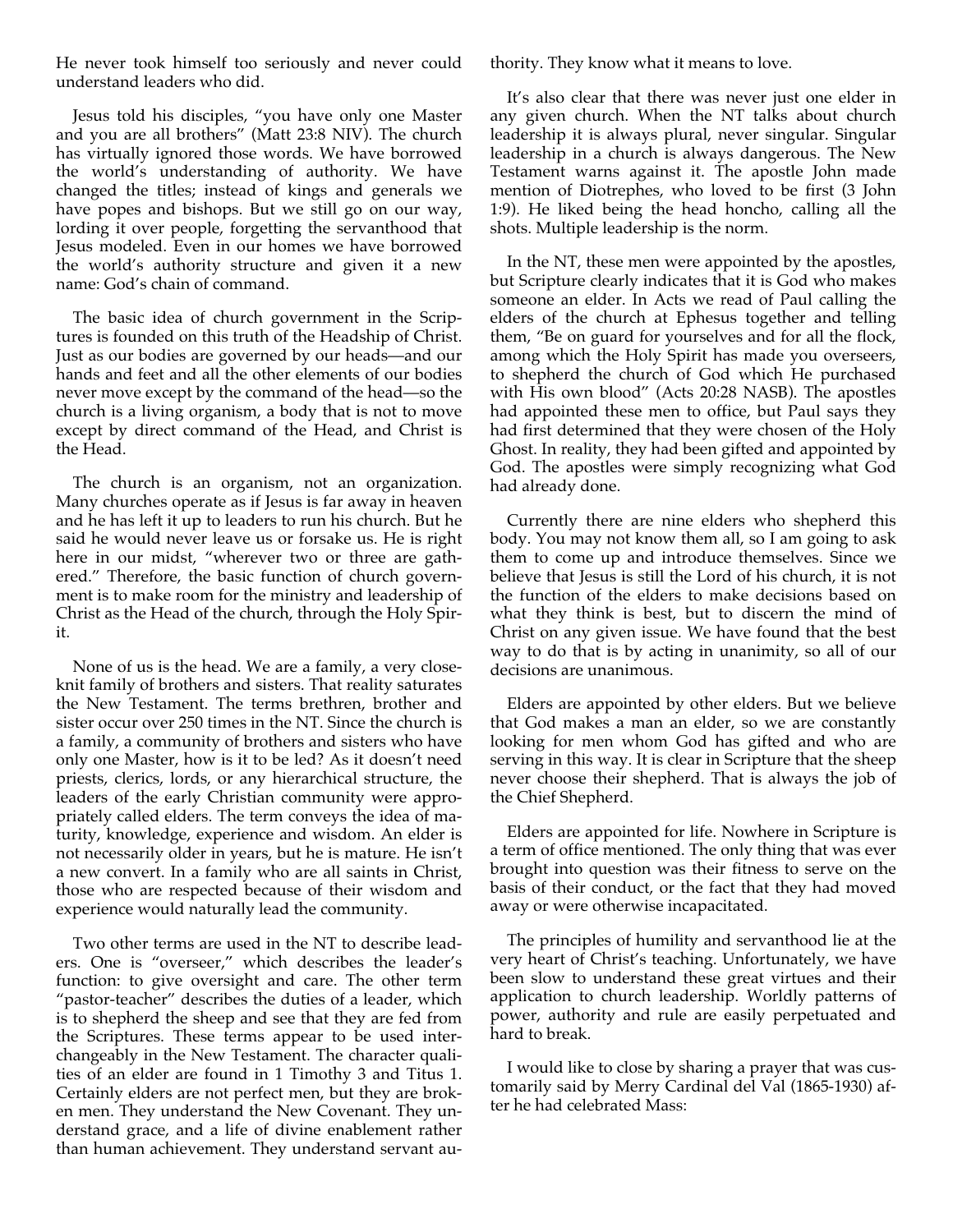He never took himself too seriously and never could understand leaders who did.

Jesus told his disciples, "you have only one Master and you are all brothers" (Matt 23:8 NIV). The church has virtually ignored those words. We have borrowed the world's understanding of authority. We have changed the titles; instead of kings and generals we have popes and bishops. But we still go on our way, lording it over people, forgetting the servanthood that Jesus modeled. Even in our homes we have borrowed the world's authority structure and given it a new name: God's chain of command.

The basic idea of church government in the Scriptures is founded on this truth of the Headship of Christ. Just as our bodies are governed by our heads—and our hands and feet and all the other elements of our bodies never move except by the command of the head—so the church is a living organism, a body that is not to move except by direct command of the Head, and Christ is the Head.

The church is an organism, not an organization. Many churches operate as if Jesus is far away in heaven and he has left it up to leaders to run his church. But he said he would never leave us or forsake us. He is right here in our midst, "wherever two or three are gathered." Therefore, the basic function of church government is to make room for the ministry and leadership of Christ as the Head of the church, through the Holy Spirit.

None of us is the head. We are a family, a very close-knit family of brothers and sisters. That reality saturates the New Testament. The terms brethren, brother and sister occur over 250 times in the NT. Since the church is a family, a community of brothers and sisters who have only one Master, how is it to be led? As it doesn't need priests, clerics, lords, or any hierarchical structure, the leaders of the early Christian community were appropriately called elders. The term conveys the idea of maturity, knowledge, experience and wisdom. An elder is not necessarily older in years, but he is mature. He isn't a new convert. In a family who are all saints in Christ, those who are respected because of their wisdom and experience would naturally lead the community.

Two other terms are used in the NT to describe leaders. One is "overseer," which describes the leader's function: to give oversight and care. The other term "pastor-teacher" describes the duties of a leader, which is to shepherd the sheep and see that they are fed from the Scriptures. These terms appear to be used interchangeably in the New Testament. The character qualities of an elder are found in 1 Timothy 3 and Titus 1. Certainly elders are not perfect men, but they are broken men. They understand the New Covenant. They understand grace, and a life of divine enablement rather than human achievement. They understand servant authority. They know what it means to love.

It's also clear that there was never just one elder in any given church. When the NT talks about church leadership it is always plural, never singular. Singular leadership in a church is always dangerous. The New Testament warns against it. The apostle John made mention of Diotrephes, who loved to be first (3 John 1:9). He liked being the head honcho, calling all the shots. Multiple leadership is the norm.

In the NT, these men were appointed by the apostles, but Scripture clearly indicates that it is God who makes someone an elder. In Acts we read of Paul calling the elders of the church at Ephesus together and telling them, "Be on guard for yourselves and for all the flock, among which the Holy Spirit has made you overseers, to shepherd the church of God which He purchased with His own blood" (Acts 20:28 NASB). The apostles had appointed these men to office, but Paul says they had first determined that they were chosen of the Holy Ghost. In reality, they had been gifted and appointed by God. The apostles were simply recognizing what God had already done.

Currently there are nine elders who shepherd this body. You may not know them all, so I am going to ask them to come up and introduce themselves. Since we believe that Jesus is still the Lord of his church, it is not the function of the elders to make decisions based on what they think is best, but to discern the mind of Christ on any given issue. We have found that the best way to do that is by acting in unanimity, so all of our decisions are unanimous.

Elders are appointed by other elders. But we believe that God makes a man an elder, so we are constantly looking for men whom God has gifted and who are serving in this way. It is clear in Scripture that the sheep never choose their shepherd. That is always the job of the Chief Shepherd.

Elders are appointed for life. Nowhere in Scripture is a term of office mentioned. The only thing that was ever brought into question was their fitness to serve on the basis of their conduct, or the fact that they had moved away or were otherwise incapacitated.

The principles of humility and servanthood lie at the very heart of Christ's teaching. Unfortunately, we have been slow to understand these great virtues and their application to church leadership. Worldly patterns of power, authority and rule are easily perpetuated and hard to break.

I would like to close by sharing a prayer that was customarily said by Merry Cardinal del Val (1865-1930) after he had celebrated Mass: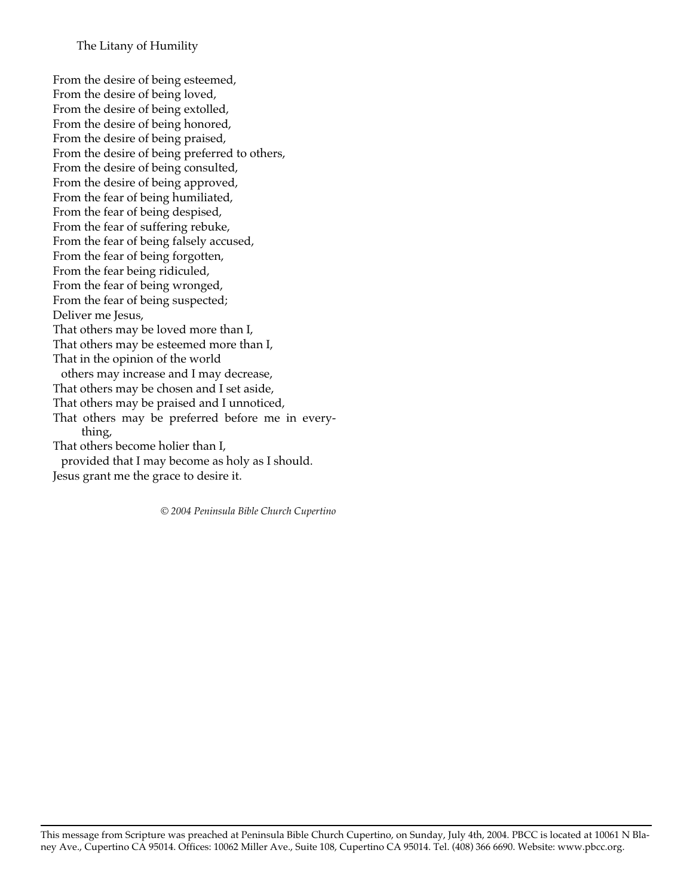The Litany of Humility

From the desire of being esteemed,
From the desire of being loved,
From the desire of being extolled,
From the desire of being honored,
From the desire of being praised,
From the desire of being preferred to others,
From the desire of being consulted,
From the desire of being approved,
From the fear of being humiliated,
From the fear of being despised,
From the fear of suffering rebuke,
From the fear of being falsely accused,
From the fear of being forgotten,
From the fear being ridiculed,
From the fear of being wronged,
From the fear of being suspected;
Deliver me Jesus,
That others may be loved more than I,
That others may be esteemed more than I,
That in the opinion of the world
others may increase and I may decrease,
That others may be chosen and I set aside,
That others may be praised and I unnoticed,
That others may be preferred before me in everything,
That others become holier than I,
provided that I may become as holy as I should.
Jesus grant me the grace to desire it.

*© 2004 Peninsula Bible Church Cupertino*

This message from Scripture was preached at Peninsula Bible Church Cupertino, on Sunday, July 4th, 2004. PBCC is located at 10061 N Blaney Ave., Cupertino CA 95014. Offices: 10062 Miller Ave., Suite 108, Cupertino CA 95014. Tel. (408) 366 6690. Website: www.pbcc.org.